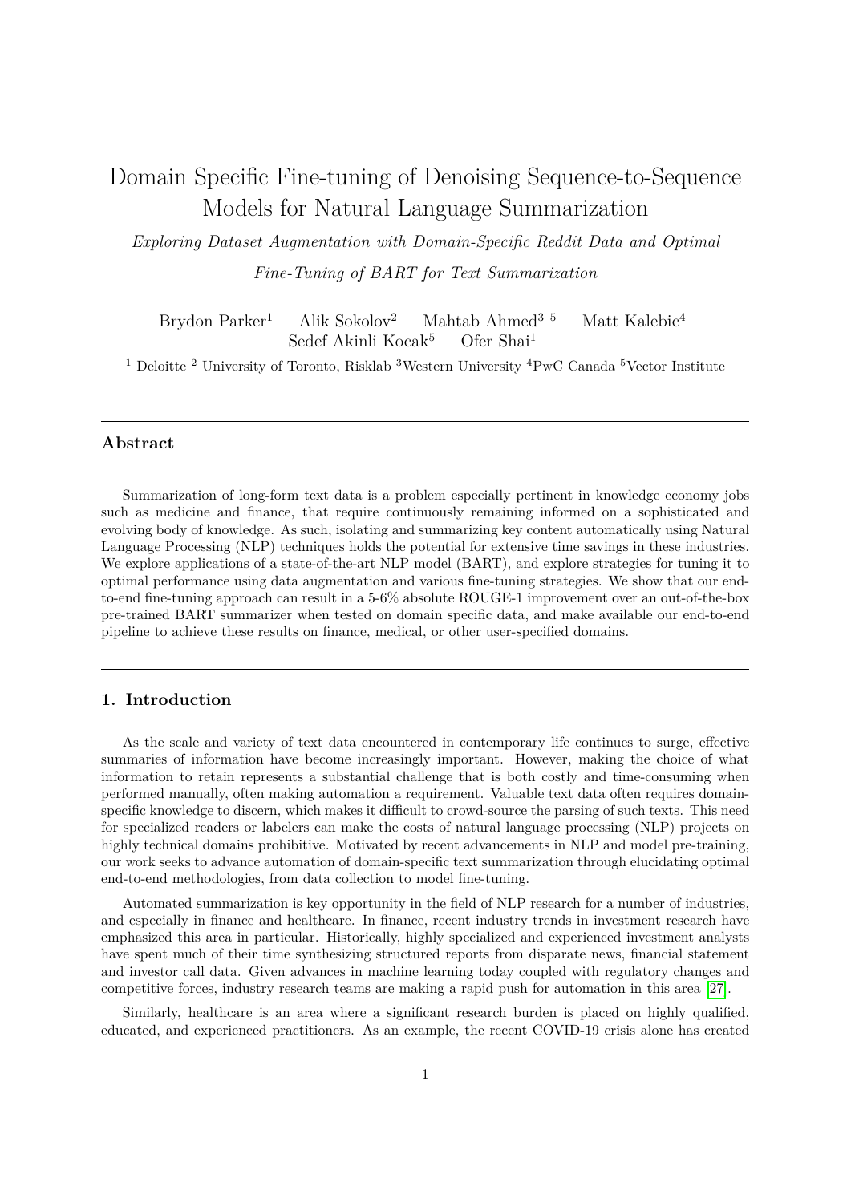# Domain Specific Fine-tuning of Denoising Sequence-to-Sequence Models for Natural Language Summarization

*Exploring Dataset Augmentation with Domain-Specific Reddit Data and Optimal Fine-Tuning of BART for Text Summarization*

Brydon Parker[1] Alik Sokolov[2] Mahtab Ahmed[3 5] Matt Kalebic[4] Sedef Akinli Kocak[5] Ofer Shai[1]

[1] Deloitte [2] University of Toronto, Risklab [3]Western University [4]PwC Canada [5]Vector Institute

## Abstract

Summarization of long-form text data is a problem especially pertinent in knowledge economy jobs such as medicine and finance, that require continuously remaining informed on a sophisticated and evolving body of knowledge. As such, isolating and summarizing key content automatically using Natural Language Processing (NLP) techniques holds the potential for extensive time savings in these industries. We explore applications of a state-of-the-art NLP model (BART), and explore strategies for tuning it to optimal performance using data augmentation and various fine-tuning strategies. We show that our end-to-end fine-tuning approach can result in a 5-6% absolute ROUGE-1 improvement over an out-of-the-box pre-trained BART summarizer when tested on domain specific data, and make available our end-to-end pipeline to achieve these results on finance, medical, or other user-specified domains.

## 1. Introduction

As the scale and variety of text data encountered in contemporary life continues to surge, effective summaries of information have become increasingly important. However, making the choice of what information to retain represents a substantial challenge that is both costly and time-consuming when performed manually, often making automation a requirement. Valuable text data often requires domain-specific knowledge to discern, which makes it difficult to crowd-source the parsing of such texts. This need for specialized readers or labelers can make the costs of natural language processing (NLP) projects on highly technical domains prohibitive. Motivated by recent advancements in NLP and model pre-training, our work seeks to advance automation of domain-specific text summarization through elucidating optimal end-to-end methodologies, from data collection to model fine-tuning.

Automated summarization is key opportunity in the field of NLP research for a number of industries, and especially in finance and healthcare. In finance, recent industry trends in investment research have emphasized this area in particular. Historically, highly specialized and experienced investment analysts have spent much of their time synthesizing structured reports from disparate news, financial statement and investor call data. Given advances in machine learning today coupled with regulatory changes and competitive forces, industry research teams are making a rapid push for automation in this area [27].

Similarly, healthcare is an area where a significant research burden is placed on highly qualified, educated, and experienced practitioners. As an example, the recent COVID-19 crisis alone has created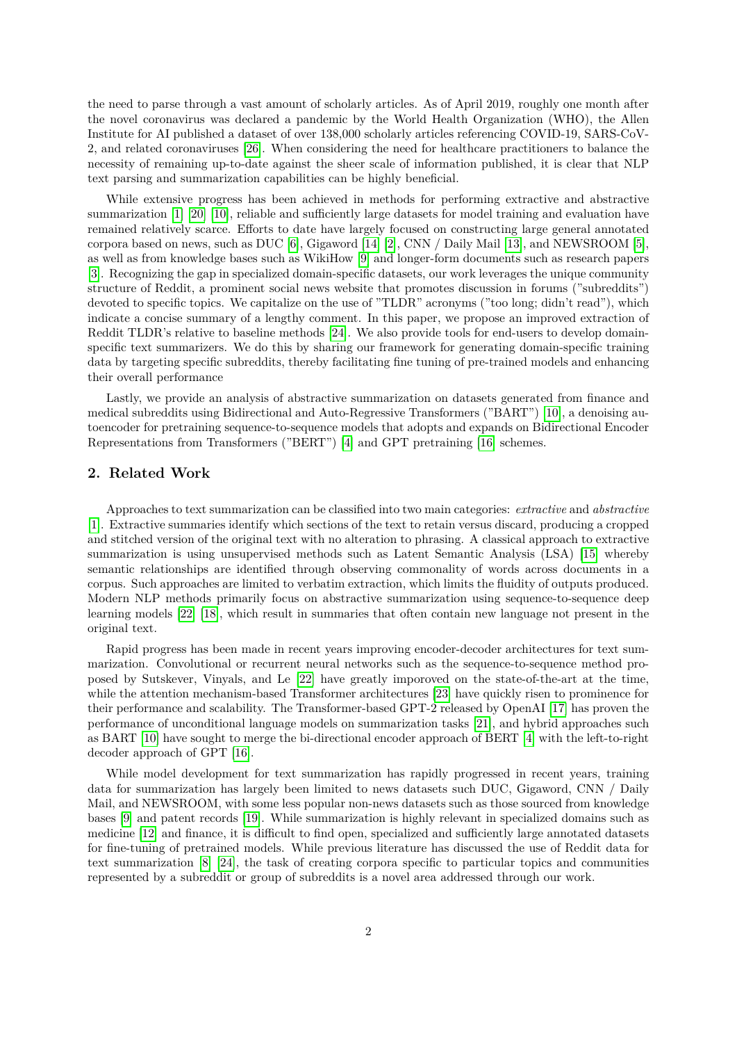the need to parse through a vast amount of scholarly articles. As of April 2019, roughly one month after the novel coronavirus was declared a pandemic by the World Health Organization (WHO), the Allen Institute for AI published a dataset of over 138,000 scholarly articles referencing COVID-19, SARS-CoV-2, and related coronaviruses [26]. When considering the need for healthcare practitioners to balance the necessity of remaining up-to-date against the sheer scale of information published, it is clear that NLP text parsing and summarization capabilities can be highly beneficial.

While extensive progress has been achieved in methods for performing extractive and abstractive summarization [1] [20] [10], reliable and sufficiently large datasets for model training and evaluation have remained relatively scarce. Efforts to date have largely focused on constructing large general annotated corpora based on news, such as DUC [6], Gigaword [14] [2], CNN / Daily Mail [13], and NEWSROOM [5], as well as from knowledge bases such as WikiHow [9] and longer-form documents such as research papers [3]. Recognizing the gap in specialized domain-specific datasets, our work leverages the unique community structure of Reddit, a prominent social news website that promotes discussion in forums ("subreddits") devoted to specific topics. We capitalize on the use of "TLDR" acronyms ("too long; didn't read"), which indicate a concise summary of a lengthy comment. In this paper, we propose an improved extraction of Reddit TLDR's relative to baseline methods [24]. We also provide tools for end-users to develop domain-specific text summarizers. We do this by sharing our framework for generating domain-specific training data by targeting specific subreddits, thereby facilitating fine tuning of pre-trained models and enhancing their overall performance

Lastly, we provide an analysis of abstractive summarization on datasets generated from finance and medical subreddits using Bidirectional and Auto-Regressive Transformers ("BART") [10], a denoising autoencoder for pretraining sequence-to-sequence models that adopts and expands on Bidirectional Encoder Representations from Transformers ("BERT") [4] and GPT pretraining [16] schemes.

## 2. Related Work

Approaches to text summarization can be classified into two main categories: *extractive* and *abstractive* [1]. Extractive summaries identify which sections of the text to retain versus discard, producing a cropped and stitched version of the original text with no alteration to phrasing. A classical approach to extractive summarization is using unsupervised methods such as Latent Semantic Analysis (LSA) [15] whereby semantic relationships are identified through observing commonality of words across documents in a corpus. Such approaches are limited to verbatim extraction, which limits the fluidity of outputs produced. Modern NLP methods primarily focus on abstractive summarization using sequence-to-sequence deep learning models [22] [18], which result in summaries that often contain new language not present in the original text.

Rapid progress has been made in recent years improving encoder-decoder architectures for text summarization. Convolutional or recurrent neural networks such as the sequence-to-sequence method proposed by Sutskever, Vinyals, and Le [22] have greatly imporoved on the state-of-the-art at the time, while the attention mechanism-based Transformer architectures [23] have quickly risen to prominence for their performance and scalability. The Transformer-based GPT-2 released by OpenAI [17] has proven the performance of unconditional language models on summarization tasks [21], and hybrid approaches such as BART [10] have sought to merge the bi-directional encoder approach of BERT [4] with the left-to-right decoder approach of GPT [16].

While model development for text summarization has rapidly progressed in recent years, training data for summarization has largely been limited to news datasets such DUC, Gigaword, CNN / Daily Mail, and NEWSROOM, with some less popular non-news datasets such as those sourced from knowledge bases [9] and patent records [19]. While summarization is highly relevant in specialized domains such as medicine [12] and finance, it is difficult to find open, specialized and sufficiently large annotated datasets for fine-tuning of pretrained models. While previous literature has discussed the use of Reddit data for text summarization [8] [24], the task of creating corpora specific to particular topics and communities represented by a subreddit or group of subreddits is a novel area addressed through our work.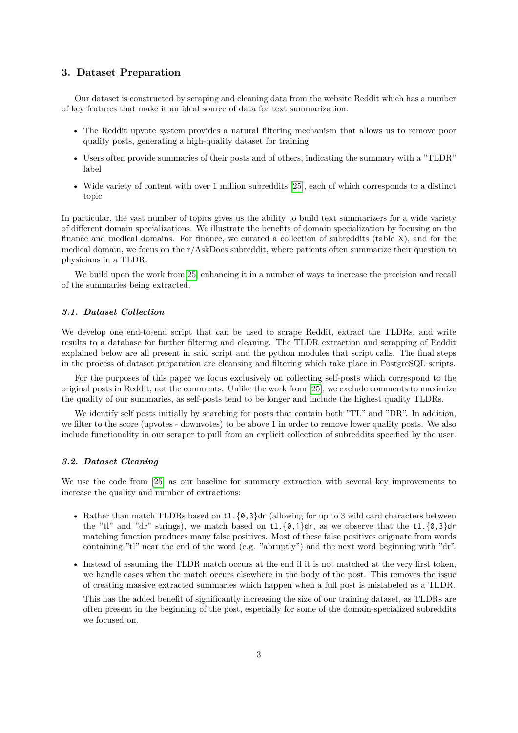## 3. Dataset Preparation

Our dataset is constructed by scraping and cleaning data from the website Reddit which has a number of key features that make it an ideal source of data for text summarization:

- The Reddit upvote system provides a natural filtering mechanism that allows us to remove poor quality posts, generating a high-quality dataset for training
- Users often provide summaries of their posts and of others, indicating the summary with a "TLDR" label
- Wide variety of content with over 1 million subreddits [25], each of which corresponds to a distinct topic

In particular, the vast number of topics gives us the ability to build text summarizers for a wide variety of different domain specializations. We illustrate the benefits of domain specialization by focusing on the finance and medical domains. For finance, we curated a collection of subreddits (table X), and for the medical domain, we focus on the r/AskDocs subreddit, where patients often summarize their question to physicians in a TLDR.

We build upon the work from[25] enhancing it in a number of ways to increase the precision and recall of the summaries being extracted.

### *3.1. Dataset Collection*

We develop one end-to-end script that can be used to scrape Reddit, extract the TLDRs, and write results to a database for further filtering and cleaning. The TLDR extraction and scrapping of Reddit explained below are all present in said script and the python modules that script calls. The final steps in the process of dataset preparation are cleansing and filtering which take place in PostgreSQL scripts.

For the purposes of this paper we focus exclusively on collecting self-posts which correspond to the original posts in Reddit, not the comments. Unlike the work from [25], we exclude comments to maximize the quality of our summaries, as self-posts tend to be longer and include the highest quality TLDRs.

We identify self posts initially by searching for posts that contain both "TL" and "DR". In addition, we filter to the score (upvotes - downvotes) to be above 1 in order to remove lower quality posts. We also include functionality in our scraper to pull from an explicit collection of subreddits specified by the user.

### *3.2. Dataset Cleaning*

We use the code from [25] as our baseline for summary extraction with several key improvements to increase the quality and number of extractions:

- Rather than match TLDRs based on `tl.{0,3}dr` (allowing for up to 3 wild card characters between the "tl" and "dr" strings), we match based on `tl.{0,1}dr`, as we observe that the `tl.{0,3}dr` matching function produces many false positives. Most of these false positives originate from words containing "tl" near the end of the word (e.g. "abruptly") and the next word beginning with "dr".
- Instead of assuming the TLDR match occurs at the end if it is not matched at the very first token, we handle cases when the match occurs elsewhere in the body of the post. This removes the issue of creating massive extracted summaries which happen when a full post is mislabeled as a TLDR.

  This has the added benefit of significantly increasing the size of our training dataset, as TLDRs are often present in the beginning of the post, especially for some of the domain-specialized subreddits we focused on.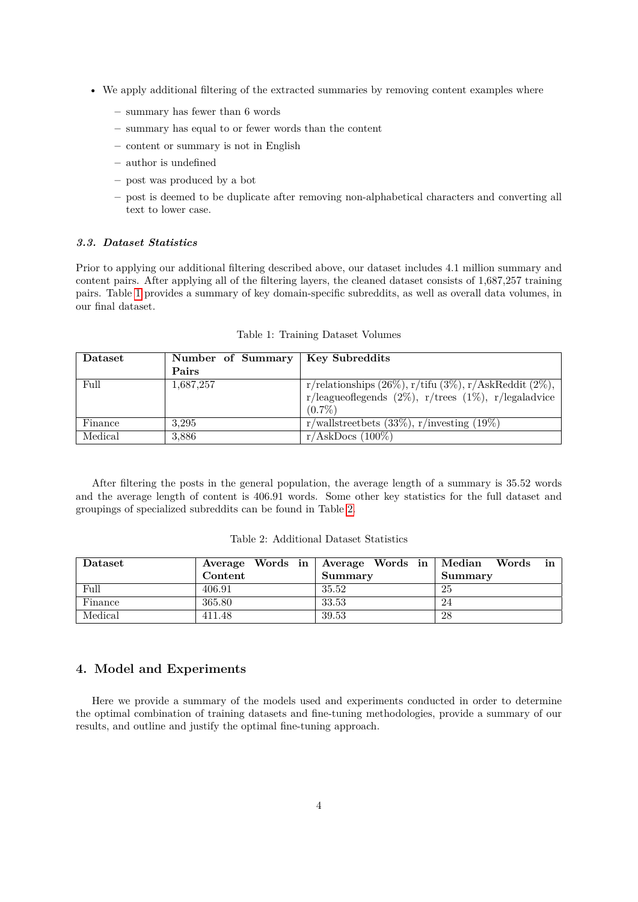- We apply additional filtering of the extracted summaries by removing content examples where
  - summary has fewer than 6 words
  - summary has equal to or fewer words than the content
  - content or summary is not in English
  - author is undefined
  - post was produced by a bot
  - post is deemed to be duplicate after removing non-alphabetical characters and converting all text to lower case.

### *3.3. Dataset Statistics*

Prior to applying our additional filtering described above, our dataset includes 4.1 million summary and content pairs. After applying all of the filtering layers, the cleaned dataset consists of 1,687,257 training pairs. Table 1 provides a summary of key domain-specific subreddits, as well as overall data volumes, in our final dataset.

Table 1: Training Dataset Volumes

| **Dataset** | **Number of Summary Pairs** | **Key Subreddits** |
|---|---|---|
| Full | 1,687,257 | r/relationships (26%), r/tifu (3%), r/AskReddit (2%), r/leagueoflegends (2%), r/trees (1%), r/legaladvice (0.7%) |
| Finance | 3,295 | r/wallstreetbets (33%), r/investing (19%) |
| Medical | 3,886 | r/AskDocs (100%) |

After filtering the posts in the general population, the average length of a summary is 35.52 words and the average length of content is 406.91 words. Some other key statistics for the full dataset and groupings of specialized subreddits can be found in Table 2.

Table 2: Additional Dataset Statistics

| **Dataset** | **Average Words in Content** | **Average Words in Summary** | **Median Words in Summary** |
|---|---|---|---|
| Full | 406.91 | 35.52 | 25 |
| Finance | 365.80 | 33.53 | 24 |
| Medical | 411.48 | 39.53 | 28 |

## 4. Model and Experiments

Here we provide a summary of the models used and experiments conducted in order to determine the optimal combination of training datasets and fine-tuning methodologies, provide a summary of our results, and outline and justify the optimal fine-tuning approach.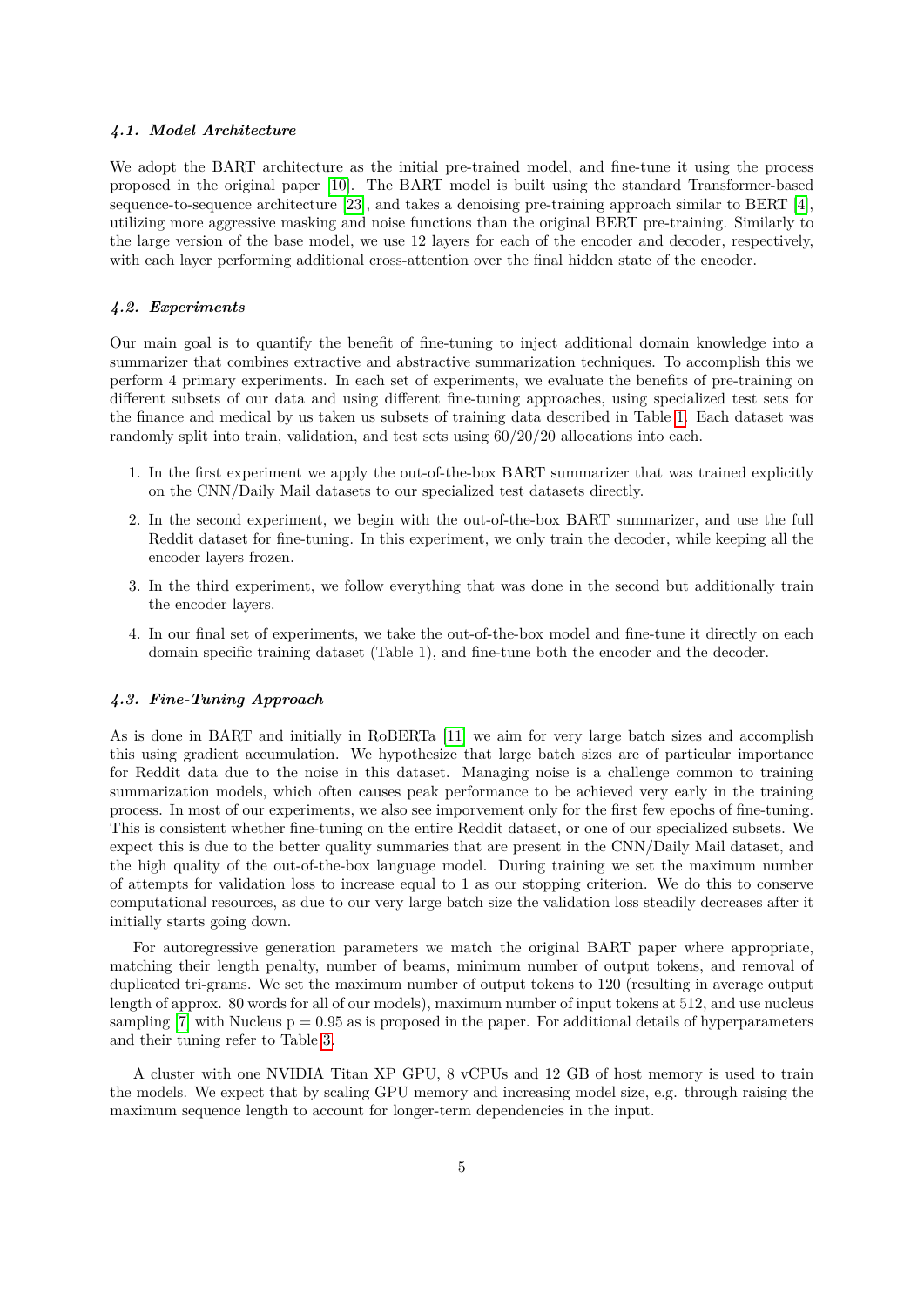### 4.1. Model Architecture

We adopt the BART architecture as the initial pre-trained model, and fine-tune it using the process proposed in the original paper [10]. The BART model is built using the standard Transformer-based sequence-to-sequence architecture [23], and takes a denoising pre-training approach similar to BERT [4], utilizing more aggressive masking and noise functions than the original BERT pre-training. Similarly to the large version of the base model, we use 12 layers for each of the encoder and decoder, respectively, with each layer performing additional cross-attention over the final hidden state of the encoder.

### 4.2. Experiments

Our main goal is to quantify the benefit of fine-tuning to inject additional domain knowledge into a summarizer that combines extractive and abstractive summarization techniques. To accomplish this we perform 4 primary experiments. In each set of experiments, we evaluate the benefits of pre-training on different subsets of our data and using different fine-tuning approaches, using specialized test sets for the finance and medical by us taken us subsets of training data described in Table 1. Each dataset was randomly split into train, validation, and test sets using 60/20/20 allocations into each.

1. In the first experiment we apply the out-of-the-box BART summarizer that was trained explicitly on the CNN/Daily Mail datasets to our specialized test datasets directly.
2. In the second experiment, we begin with the out-of-the-box BART summarizer, and use the full Reddit dataset for fine-tuning. In this experiment, we only train the decoder, while keeping all the encoder layers frozen.
3. In the third experiment, we follow everything that was done in the second but additionally train the encoder layers.
4. In our final set of experiments, we take the out-of-the-box model and fine-tune it directly on each domain specific training dataset (Table 1), and fine-tune both the encoder and the decoder.

### 4.3. Fine-Tuning Approach

As is done in BART and initially in RoBERTa [11] we aim for very large batch sizes and accomplish this using gradient accumulation. We hypothesize that large batch sizes are of particular importance for Reddit data due to the noise in this dataset. Managing noise is a challenge common to training summarization models, which often causes peak performance to be achieved very early in the training process. In most of our experiments, we also see imporvement only for the first few epochs of fine-tuning. This is consistent whether fine-tuning on the entire Reddit dataset, or one of our specialized subsets. We expect this is due to the better quality summaries that are present in the CNN/Daily Mail dataset, and the high quality of the out-of-the-box language model. During training we set the maximum number of attempts for validation loss to increase equal to 1 as our stopping criterion. We do this to conserve computational resources, as due to our very large batch size the validation loss steadily decreases after it initially starts going down.

For autoregressive generation parameters we match the original BART paper where appropriate, matching their length penalty, number of beams, minimum number of output tokens, and removal of duplicated tri-grams. We set the maximum number of output tokens to 120 (resulting in average output length of approx. 80 words for all of our models), maximum number of input tokens at 512, and use nucleus sampling [7] with Nucleus p = 0.95 as is proposed in the paper. For additional details of hyperparameters and their tuning refer to Table 3.

A cluster with one NVIDIA Titan XP GPU, 8 vCPUs and 12 GB of host memory is used to train the models. We expect that by scaling GPU memory and increasing model size, e.g. through raising the maximum sequence length to account for longer-term dependencies in the input.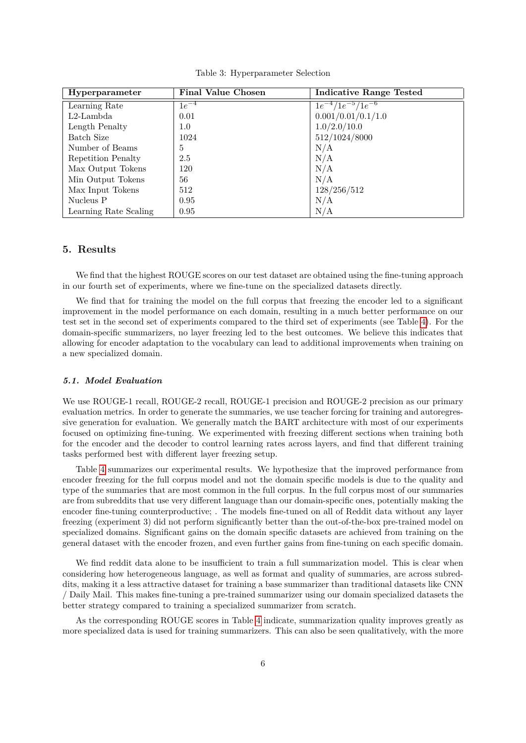Table 3: Hyperparameter Selection

| Hyperparameter | Final Value Chosen | Indicative Range Tested |
|---|---|---|
| Learning Rate | $1e^{-4}$ | $1e^{-4}/1e^{-5}/1e^{-6}$ |
| L2-Lambda | 0.01 | 0.001/0.01/0.1/1.0 |
| Length Penalty | 1.0 | 1.0/2.0/10.0 |
| Batch Size | 1024 | 512/1024/8000 |
| Number of Beams | 5 | N/A |
| Repetition Penalty | 2.5 | N/A |
| Max Output Tokens | 120 | N/A |
| Min Output Tokens | 56 | N/A |
| Max Input Tokens | 512 | 128/256/512 |
| Nucleus P | 0.95 | N/A |
| Learning Rate Scaling | 0.95 | N/A |

## 5. Results

We find that the highest ROUGE scores on our test dataset are obtained using the fine-tuning approach in our fourth set of experiments, where we fine-tune on the specialized datasets directly.

We find that for training the model on the full corpus that freezing the encoder led to a significant improvement in the model performance on each domain, resulting in a much better performance on our test set in the second set of experiments compared to the third set of experiments (see Table 4). For the domain-specific summarizers, no layer freezing led to the best outcomes. We believe this indicates that allowing for encoder adaptation to the vocabulary can lead to additional improvements when training on a new specialized domain.

### *5.1. Model Evaluation*

We use ROUGE-1 recall, ROUGE-2 recall, ROUGE-1 precision and ROUGE-2 precision as our primary evaluation metrics. In order to generate the summaries, we use teacher forcing for training and autoregressive generation for evaluation. We generally match the BART architecture with most of our experiments focused on optimizing fine-tuning. We experimented with freezing different sections when training both for the encoder and the decoder to control learning rates across layers, and find that different training tasks performed best with different layer freezing setup.

Table 4 summarizes our experimental results. We hypothesize that the improved performance from encoder freezing for the full corpus model and not the domain specific models is due to the quality and type of the summaries that are most common in the full corpus. In the full corpus most of our summaries are from subreddits that use very different language than our domain-specific ones, potentially making the encoder fine-tuning counterproductive; . The models fine-tuned on all of Reddit data without any layer freezing (experiment 3) did not perform significantly better than the out-of-the-box pre-trained model on specialized domains. Significant gains on the domain specific datasets are achieved from training on the general dataset with the encoder frozen, and even further gains from fine-tuning on each specific domain.

We find reddit data alone to be insufficient to train a full summarization model. This is clear when considering how heterogeneous language, as well as format and quality of summaries, are across subreddits, making it a less attractive dataset for training a base summarizer than traditional datasets like CNN / Daily Mail. This makes fine-tuning a pre-trained summarizer using our domain specialized datasets the better strategy compared to training a specialized summarizer from scratch.

As the corresponding ROUGE scores in Table 4 indicate, summarization quality improves greatly as more specialized data is used for training summarizers. This can also be seen qualitatively, with the more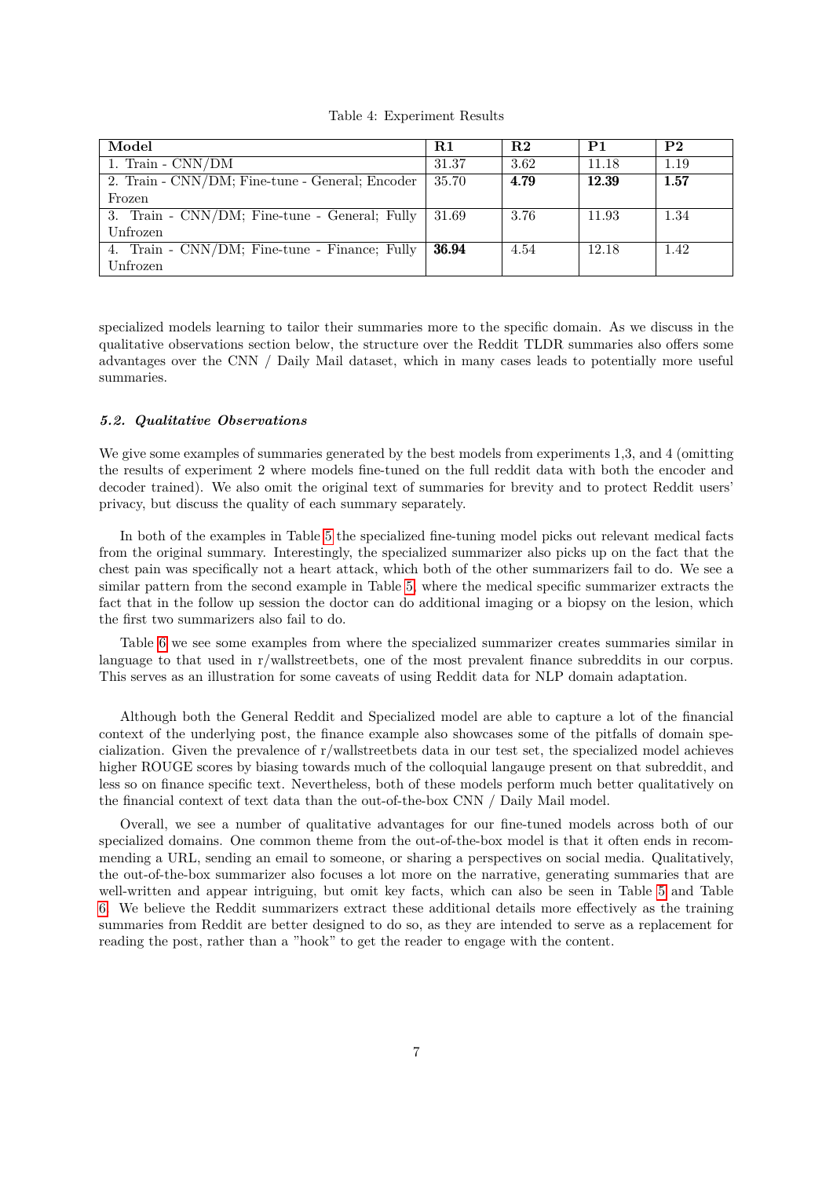Table 4: Experiment Results

| Model | R1 | R2 | P1 | P2 |
|---|---|---|---|---|
| 1. Train - CNN/DM | 31.37 | 3.62 | 11.18 | 1.19 |
| 2. Train - CNN/DM; Fine-tune - General; Encoder Frozen | 35.70 | **4.79** | **12.39** | **1.57** |
| 3. Train - CNN/DM; Fine-tune - General; Fully Unfrozen | 31.69 | 3.76 | 11.93 | 1.34 |
| 4. Train - CNN/DM; Fine-tune - Finance; Fully Unfrozen | **36.94** | 4.54 | 12.18 | 1.42 |

specialized models learning to tailor their summaries more to the specific domain. As we discuss in the qualitative observations section below, the structure over the Reddit TLDR summaries also offers some advantages over the CNN / Daily Mail dataset, which in many cases leads to potentially more useful summaries.

### *5.2. Qualitative Observations*

We give some examples of summaries generated by the best models from experiments 1,3, and 4 (omitting the results of experiment 2 where models fine-tuned on the full reddit data with both the encoder and decoder trained). We also omit the original text of summaries for brevity and to protect Reddit users' privacy, but discuss the quality of each summary separately.

In both of the examples in Table 5 the specialized fine-tuning model picks out relevant medical facts from the original summary. Interestingly, the specialized summarizer also picks up on the fact that the chest pain was specifically not a heart attack, which both of the other summarizers fail to do. We see a similar pattern from the second example in Table 5, where the medical specific summarizer extracts the fact that in the follow up session the doctor can do additional imaging or a biopsy on the lesion, which the first two summarizers also fail to do.

Table 6 we see some examples from where the specialized summarizer creates summaries similar in language to that used in r/wallstreetbets, one of the most prevalent finance subreddits in our corpus. This serves as an illustration for some caveats of using Reddit data for NLP domain adaptation.

Although both the General Reddit and Specialized model are able to capture a lot of the financial context of the underlying post, the finance example also showcases some of the pitfalls of domain specialization. Given the prevalence of r/wallstreetbets data in our test set, the specialized model achieves higher ROUGE scores by biasing towards much of the colloquial langauge present on that subreddit, and less so on finance specific text. Nevertheless, both of these models perform much better qualitatively on the financial context of text data than the out-of-the-box CNN / Daily Mail model.

Overall, we see a number of qualitative advantages for our fine-tuned models across both of our specialized domains. One common theme from the out-of-the-box model is that it often ends in recommending a URL, sending an email to someone, or sharing a perspectives on social media. Qualitatively, the out-of-the-box summarizer also focuses a lot more on the narrative, generating summaries that are well-written and appear intriguing, but omit key facts, which can also be seen in Table 5 and Table 6. We believe the Reddit summarizers extract these additional details more effectively as the training summaries from Reddit are better designed to do so, as they are intended to serve as a replacement for reading the post, rather than a "hook" to get the reader to engage with the content.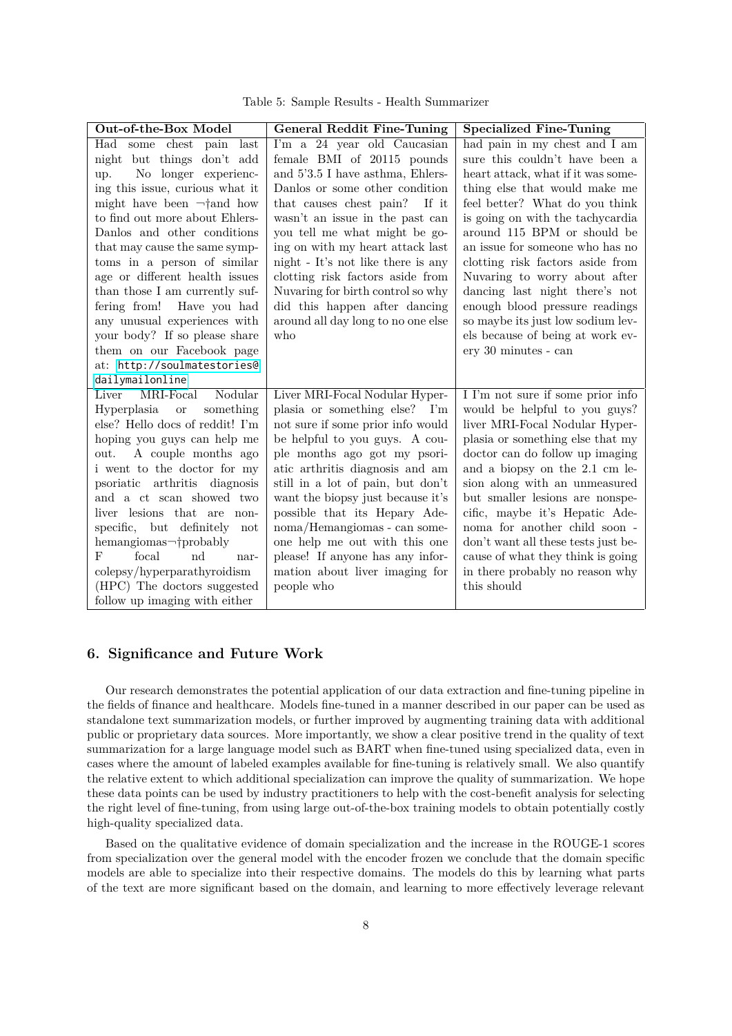Table 5: Sample Results - Health Summarizer

| Out-of-the-Box Model | General Reddit Fine-Tuning | Specialized Fine-Tuning |
| --- | --- | --- |
| Had some chest pain last night but things don't add up. No longer experiencing this issue, curious what it might have been ¬†and how to find out more about Ehlers-Danlos and other conditions that may cause the same symptoms in a person of similar age or different health issues than those I am currently suffering from! Have you had any unusual experiences with your body? If so please share them on our Facebook page at: http://soulmatestories@dailymailonline | I'm a 24 year old Caucasian female BMI of 20115 pounds and 5'3.5 I have asthma, Ehlers-Danlos or some other condition that causes chest pain? If it wasn't an issue in the past can you tell me what might be going on with my heart attack last night - It's not like there is any clotting risk factors aside from Nuvaring for birth control so why did this happen after dancing around all day long to no one else who | had pain in my chest and I am sure this couldn't have been a heart attack, what if it was something else that would make me feel better? What do you think is going on with the tachycardia around 115 BPM or should be an issue for someone who has no clotting risk factors aside from Nuvaring to worry about after dancing last night there's not enough blood pressure readings so maybe its just low sodium levels because of being at work every 30 minutes - can |
| Liver MRI-Focal Nodular Hyperplasia or something else? Hello docs of reddit! I'm hoping you guys can help me out. A couple months ago i went to the doctor for my psoriatic arthritis diagnosis and a ct scan showed two liver lesions that are non-specific, but definitely not hemangiomas¬†probably F focal nd narcolepsy/hyperparathyroidism (HPC) The doctors suggested follow up imaging with either | Liver MRI-Focal Nodular Hyperplasia or something else? I'm not sure if some prior info would be helpful to you guys. A couple months ago got my psoriatic arthritis diagnosis and am still in a lot of pain, but don't want the biopsy just because it's possible that its Hepary Adenoma/Hemangiomas - can someone help me out with this one please! If anyone has any information about liver imaging for people who | I I'm not sure if some prior info would be helpful to you guys? liver MRI-Focal Nodular Hyperplasia or something else that my doctor can do follow up imaging and a biopsy on the 2.1 cm lesion along with an unmeasured but smaller lesions are nonspecific, maybe it's Hepatic Adenoma for another child soon - don't want all these tests just because of what they think is going in there probably no reason why this should |

## 6. Significance and Future Work

Our research demonstrates the potential application of our data extraction and fine-tuning pipeline in the fields of finance and healthcare. Models fine-tuned in a manner described in our paper can be used as standalone text summarization models, or further improved by augmenting training data with additional public or proprietary data sources. More importantly, we show a clear positive trend in the quality of text summarization for a large language model such as BART when fine-tuned using specialized data, even in cases where the amount of labeled examples available for fine-tuning is relatively small. We also quantify the relative extent to which additional specialization can improve the quality of summarization. We hope these data points can be used by industry practitioners to help with the cost-benefit analysis for selecting the right level of fine-tuning, from using large out-of-the-box training models to obtain potentially costly high-quality specialized data.

Based on the qualitative evidence of domain specialization and the increase in the ROUGE-1 scores from specialization over the general model with the encoder frozen we conclude that the domain specific models are able to specialize into their respective domains. The models do this by learning what parts of the text are more significant based on the domain, and learning to more effectively leverage relevant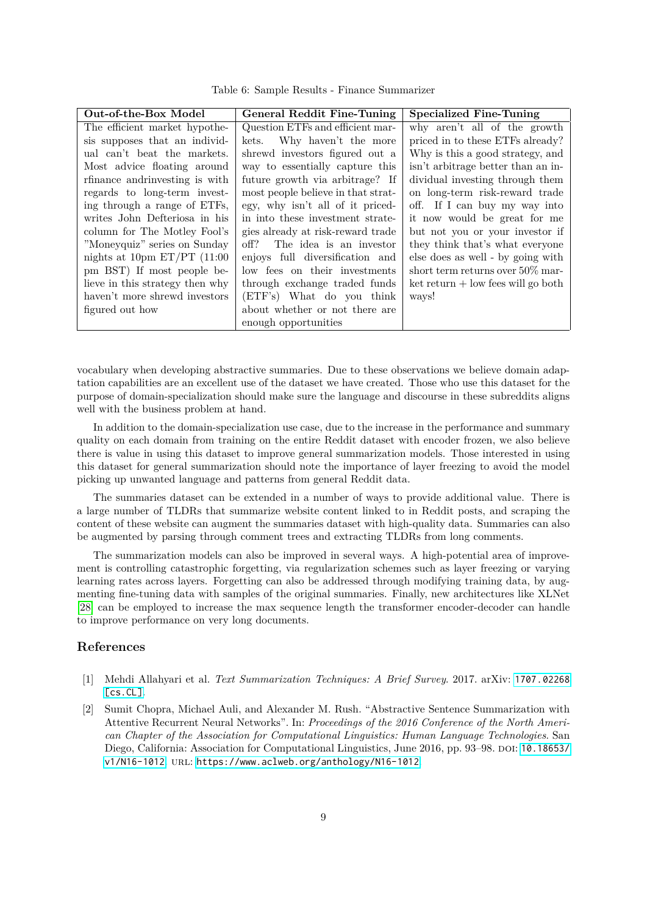Table 6: Sample Results - Finance Summarizer

| Out-of-the-Box Model | General Reddit Fine-Tuning | Specialized Fine-Tuning |
| --- | --- | --- |
| The efficient market hypothesis supposes that an individual can't beat the markets. Most advice floating around rfinance andrinvesting is with regards to long-term investing through a range of ETFs, writes John Defteriosa in his column for The Motley Fool's "Moneyquiz" series on Sunday nights at 10pm ET/PT (11:00 pm BST) If most people believe in this strategy then why haven't more shrewd investors figured out how | Question ETFs and efficient markets. Why haven't the more shrewd investors figured out a way to essentially capture this future growth via arbitrage? If most people believe in that strategy, why isn't all of it priced-in into these investment strategies already at risk-reward trade off? The idea is an investor enjoys full diversification and low fees on their investments through exchange traded funds (ETF's) What do you think about whether or not there are enough opportunities | why aren't all of the growth priced in to these ETFs already? Why is this a good strategy, and isn't arbitrage better than an individual investing through them on long-term risk-reward trade off. If I can buy my way into it now would be great for me but not you or your investor if they think that's what everyone else does as well - by going with short term returns over 50% market return + low fees will go both ways! |

vocabulary when developing abstractive summaries. Due to these observations we believe domain adaptation capabilities are an excellent use of the dataset we have created. Those who use this dataset for the purpose of domain-specialization should make sure the language and discourse in these subreddits aligns well with the business problem at hand.

In addition to the domain-specialization use case, due to the increase in the performance and summary quality on each domain from training on the entire Reddit dataset with encoder frozen, we also believe there is value in using this dataset to improve general summarization models. Those interested in using this dataset for general summarization should note the importance of layer freezing to avoid the model picking up unwanted language and patterns from general Reddit data.

The summaries dataset can be extended in a number of ways to provide additional value. There is a large number of TLDRs that summarize website content linked to in Reddit posts, and scraping the content of these website can augment the summaries dataset with high-quality data. Summaries can also be augmented by parsing through comment trees and extracting TLDRs from long comments.

The summarization models can also be improved in several ways. A high-potential area of improvement is controlling catastrophic forgetting, via regularization schemes such as layer freezing or varying learning rates across layers. Forgetting can also be addressed through modifying training data, by augmenting fine-tuning data with samples of the original summaries. Finally, new architectures like XLNet [28] can be employed to increase the max sequence length the transformer encoder-decoder can handle to improve performance on very long documents.

## References

[1] Mehdi Allahyari et al. *Text Summarization Techniques: A Brief Survey*. 2017. arXiv: 1707.02268 [cs.CL].

[2] Sumit Chopra, Michael Auli, and Alexander M. Rush. "Abstractive Sentence Summarization with Attentive Recurrent Neural Networks". In: *Proceedings of the 2016 Conference of the North American Chapter of the Association for Computational Linguistics: Human Language Technologies*. San Diego, California: Association for Computational Linguistics, June 2016, pp. 93–98. DOI: 10.18653/v1/N16-1012. URL: https://www.aclweb.org/anthology/N16-1012.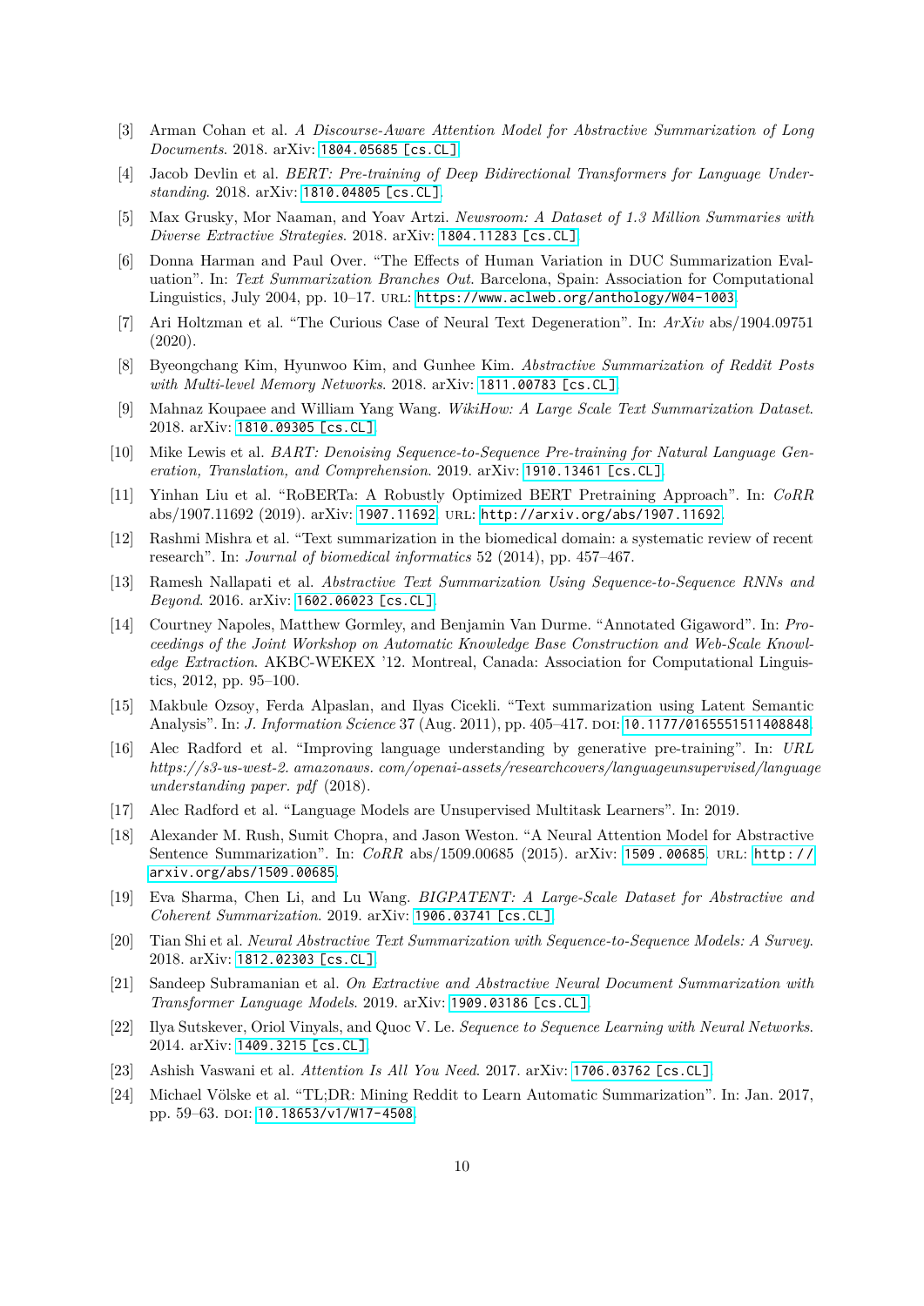[3] Arman Cohan et al. *A Discourse-Aware Attention Model for Abstractive Summarization of Long Documents*. 2018. arXiv: 1804.05685 [cs.CL].

[4] Jacob Devlin et al. *BERT: Pre-training of Deep Bidirectional Transformers for Language Understanding*. 2018. arXiv: 1810.04805 [cs.CL].

[5] Max Grusky, Mor Naaman, and Yoav Artzi. *Newsroom: A Dataset of 1.3 Million Summaries with Diverse Extractive Strategies*. 2018. arXiv: 1804.11283 [cs.CL].

[6] Donna Harman and Paul Over. "The Effects of Human Variation in DUC Summarization Evaluation". In: *Text Summarization Branches Out*. Barcelona, Spain: Association for Computational Linguistics, July 2004, pp. 10–17. URL: https://www.aclweb.org/anthology/W04-1003.

[7] Ari Holtzman et al. "The Curious Case of Neural Text Degeneration". In: *ArXiv* abs/1904.09751 (2020).

[8] Byeongchang Kim, Hyunwoo Kim, and Gunhee Kim. *Abstractive Summarization of Reddit Posts with Multi-level Memory Networks*. 2018. arXiv: 1811.00783 [cs.CL].

[9] Mahnaz Koupaee and William Yang Wang. *WikiHow: A Large Scale Text Summarization Dataset*. 2018. arXiv: 1810.09305 [cs.CL].

[10] Mike Lewis et al. *BART: Denoising Sequence-to-Sequence Pre-training for Natural Language Generation, Translation, and Comprehension*. 2019. arXiv: 1910.13461 [cs.CL].

[11] Yinhan Liu et al. "RoBERTa: A Robustly Optimized BERT Pretraining Approach". In: *CoRR* abs/1907.11692 (2019). arXiv: 1907.11692. URL: http://arxiv.org/abs/1907.11692.

[12] Rashmi Mishra et al. "Text summarization in the biomedical domain: a systematic review of recent research". In: *Journal of biomedical informatics* 52 (2014), pp. 457–467.

[13] Ramesh Nallapati et al. *Abstractive Text Summarization Using Sequence-to-Sequence RNNs and Beyond*. 2016. arXiv: 1602.06023 [cs.CL].

[14] Courtney Napoles, Matthew Gormley, and Benjamin Van Durme. "Annotated Gigaword". In: *Proceedings of the Joint Workshop on Automatic Knowledge Base Construction and Web-Scale Knowledge Extraction*. AKBC-WEKEX '12. Montreal, Canada: Association for Computational Linguistics, 2012, pp. 95–100.

[15] Makbule Ozsoy, Ferda Alpaslan, and Ilyas Cicekli. "Text summarization using Latent Semantic Analysis". In: *J. Information Science* 37 (Aug. 2011), pp. 405–417. DOI: 10.1177/0165551511408848.

[16] Alec Radford et al. "Improving language understanding by generative pre-training". In: *URL https://s3-us-west-2. amazonaws. com/openai-assets/researchcovers/languageunsupervised/language understanding paper. pdf* (2018).

[17] Alec Radford et al. "Language Models are Unsupervised Multitask Learners". In: 2019.

[18] Alexander M. Rush, Sumit Chopra, and Jason Weston. "A Neural Attention Model for Abstractive Sentence Summarization". In: *CoRR* abs/1509.00685 (2015). arXiv: 1509.00685. URL: http://arxiv.org/abs/1509.00685.

[19] Eva Sharma, Chen Li, and Lu Wang. *BIGPATENT: A Large-Scale Dataset for Abstractive and Coherent Summarization*. 2019. arXiv: 1906.03741 [cs.CL].

[20] Tian Shi et al. *Neural Abstractive Text Summarization with Sequence-to-Sequence Models: A Survey*. 2018. arXiv: 1812.02303 [cs.CL].

[21] Sandeep Subramanian et al. *On Extractive and Abstractive Neural Document Summarization with Transformer Language Models*. 2019. arXiv: 1909.03186 [cs.CL].

[22] Ilya Sutskever, Oriol Vinyals, and Quoc V. Le. *Sequence to Sequence Learning with Neural Networks*. 2014. arXiv: 1409.3215 [cs.CL].

[23] Ashish Vaswani et al. *Attention Is All You Need*. 2017. arXiv: 1706.03762 [cs.CL].

[24] Michael Völske et al. "TL;DR: Mining Reddit to Learn Automatic Summarization". In: Jan. 2017, pp. 59–63. DOI: 10.18653/v1/W17-4508.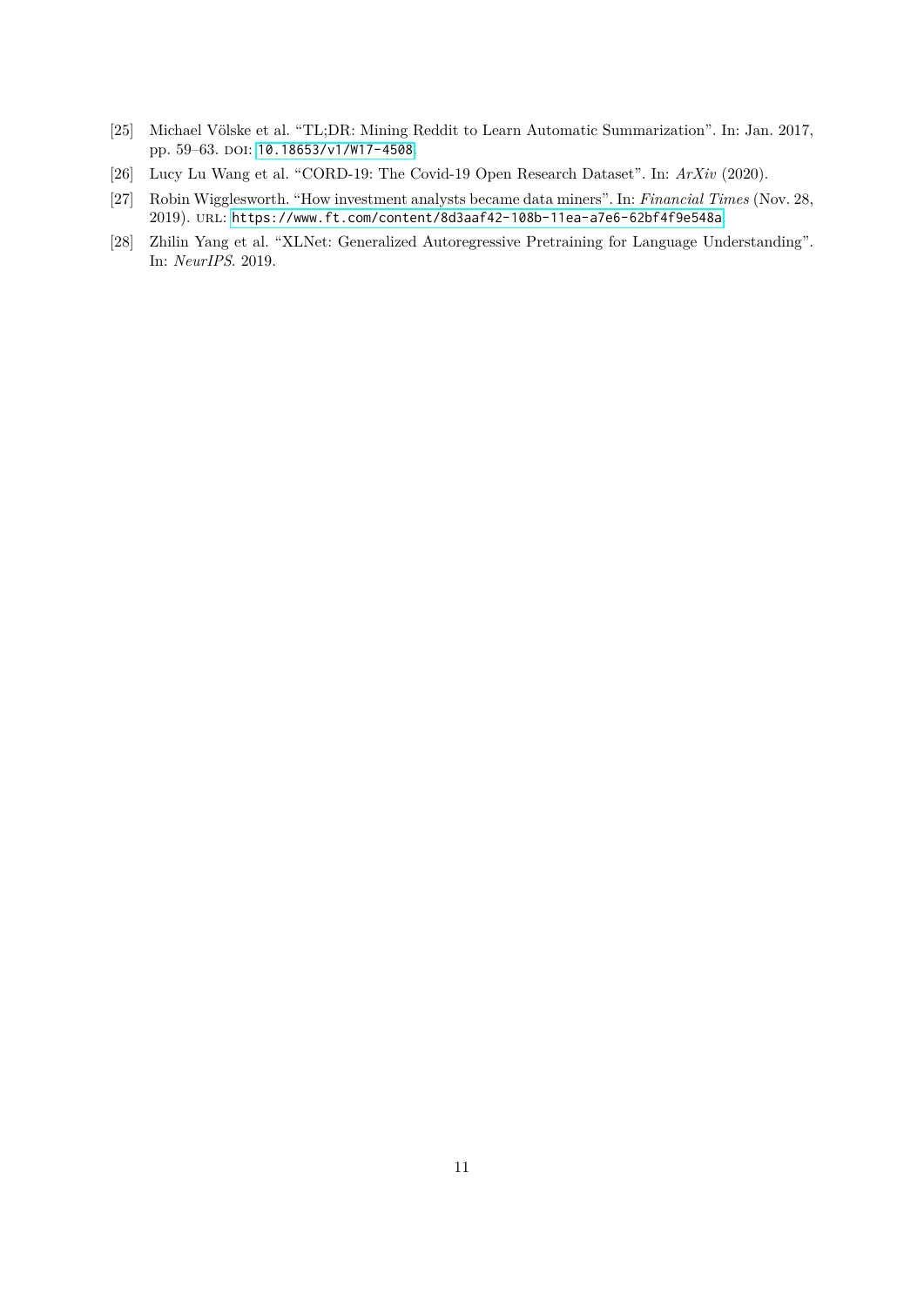[25] Michael Völske et al. "TL;DR: Mining Reddit to Learn Automatic Summarization". In: Jan. 2017, pp. 59–63. DOI: 10.18653/v1/W17-4508.

[26] Lucy Lu Wang et al. "CORD-19: The Covid-19 Open Research Dataset". In: *ArXiv* (2020).

[27] Robin Wigglesworth. "How investment analysts became data miners". In: *Financial Times* (Nov. 28, 2019). URL: https://www.ft.com/content/8d3aaf42-108b-11ea-a7e6-62bf4f9e548a.

[28] Zhilin Yang et al. "XLNet: Generalized Autoregressive Pretraining for Language Understanding". In: *NeurIPS*. 2019.